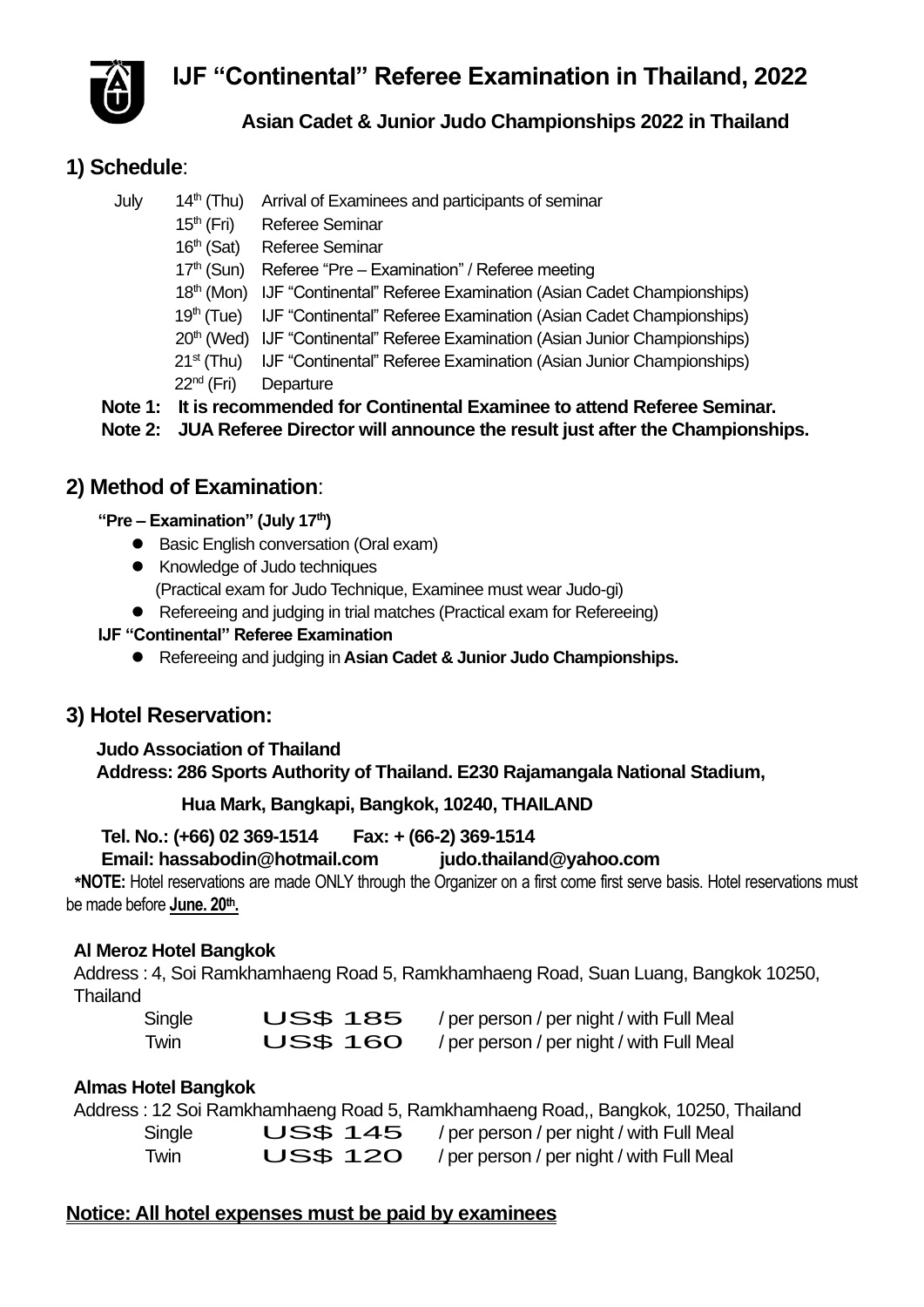# IJF "Continental" Referee Examination in Thailand, 2022

### Asian Cadet & Junior Judo Championships 2022 in Thailand

## 1) Schedule:

| | | |
|---|---|---|
| July | 14th (Thu) | Arrival of Examinees and participants of seminar |
| | 15th (Fri) | Referee Seminar |
| | 16th (Sat) | Referee Seminar |
| | 17th (Sun) | Referee "Pre – Examination" / Referee meeting |
| | 18th (Mon) | IJF "Continental" Referee Examination (Asian Cadet Championships) |
| | 19th (Tue) | IJF "Continental" Referee Examination (Asian Cadet Championships) |
| | 20th (Wed) | IJF "Continental" Referee Examination (Asian Junior Championships) |
| | 21st (Thu) | IJF "Continental" Referee Examination (Asian Junior Championships) |
| | 22nd (Fri) | Departure |

**Note 1: It is recommended for Continental Examinee to attend Referee Seminar.**

**Note 2: JUA Referee Director will announce the result just after the Championships.**

## 2) Method of Examination:

**"Pre – Examination" (July 17th)**

- Basic English conversation (Oral exam)
- Knowledge of Judo techniques
  (Practical exam for Judo Technique, Examinee must wear Judo-gi)
- Refereeing and judging in trial matches (Practical exam for Refereeing)

**IJF "Continental" Referee Examination**

- Refereeing and judging in **Asian Cadet & Junior Judo Championships.**

## 3) Hotel Reservation:

**Judo Association of Thailand**
**Address: 286 Sports Authority of Thailand. E230 Rajamangala National Stadium,**
**Hua Mark, Bangkapi, Bangkok, 10240, THAILAND**

**Tel. No.: (+66) 02 369-1514 Fax: + (66-2) 369-1514**
**Email: hassabodin@hotmail.com judo.thailand@yahoo.com**

***NOTE:** Hotel reservations are made ONLY through the Organizer on a first come first serve basis. Hotel reservations must be made before **June. 20th.**

**Al Meroz Hotel Bangkok**
Address : 4, Soi Ramkhamhaeng Road 5, Ramkhamhaeng Road, Suan Luang, Bangkok 10250, Thailand

| | | |
|---|---|---|
| Single | US$ 185 | / per person / per night / with Full Meal |
| Twin | US$ 160 | / per person / per night / with Full Meal |

**Almas Hotel Bangkok**
Address : 12 Soi Ramkhamhaeng Road 5, Ramkhamhaeng Road,, Bangkok, 10250, Thailand

| | | |
|---|---|---|
| Single | US$ 145 | / per person / per night / with Full Meal |
| Twin | US$ 120 | / per person / per night / with Full Meal |

**Notice: All hotel expenses must be paid by examinees**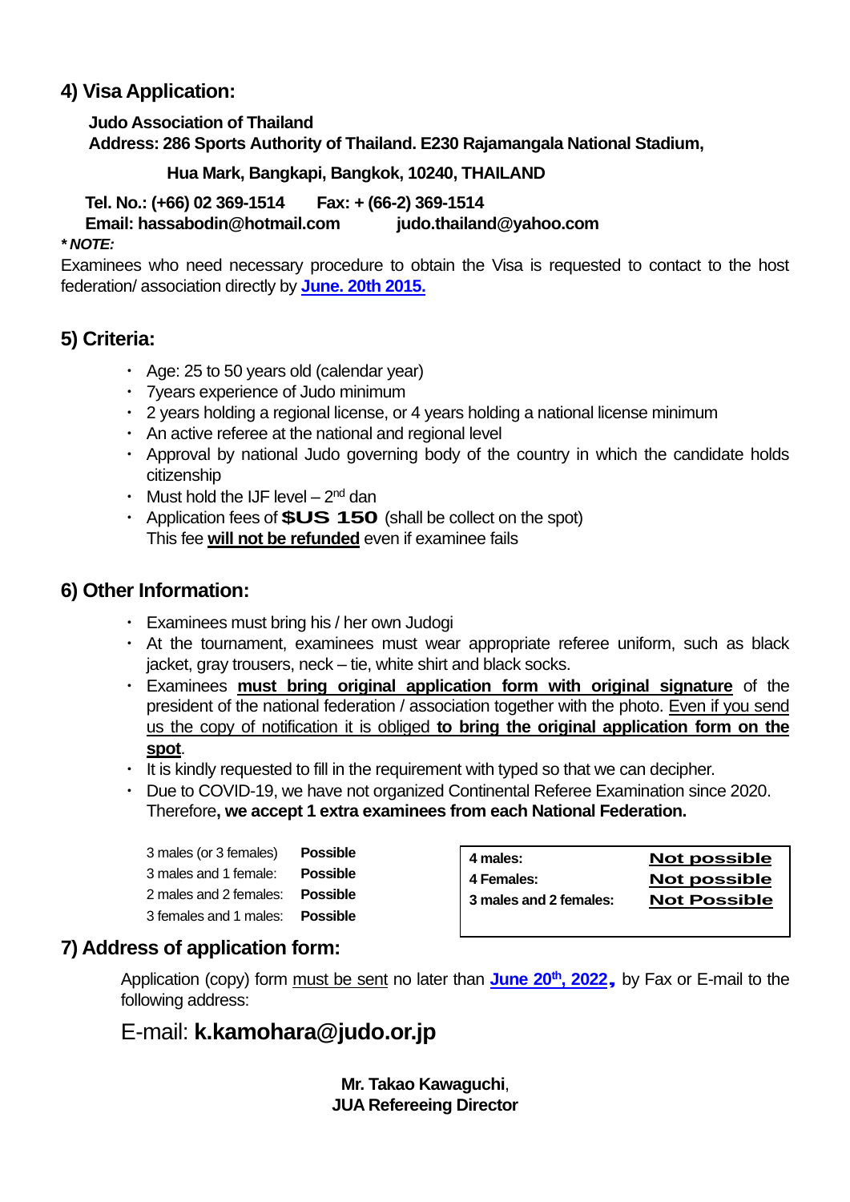## 4) Visa Application:

**Judo Association of Thailand**
**Address: 286 Sports Authority of Thailand. E230 Rajamangala National Stadium,**

**Hua Mark, Bangkapi, Bangkok, 10240, THAILAND**

**Tel. No.: (+66) 02 369-1514 Fax: + (66-2) 369-1514**
**Email: hassabodin@hotmail.com judo.thailand@yahoo.com**

***\* NOTE:***

Examinees who need necessary procedure to obtain the Visa is requested to contact to the host federation/ association directly by **June. 20th 2015.**

## 5) Criteria:

- Age: 25 to 50 years old (calendar year)
- 7years experience of Judo minimum
- 2 years holding a regional license, or 4 years holding a national license minimum
- An active referee at the national and regional level
- Approval by national Judo governing body of the country in which the candidate holds citizenship
- Must hold the IJF level – 2nd dan
- Application fees of **$US 150** (shall be collect on the spot)
  This fee **will not be refunded** even if examinee fails

## 6) Other Information:

- Examinees must bring his / her own Judogi
- At the tournament, examinees must wear appropriate referee uniform, such as black jacket, gray trousers, neck – tie, white shirt and black socks.
- Examinees **must bring original application form with original signature** of the president of the national federation / association together with the photo. Even if you send us the copy of notification it is obliged **to bring the original application form on the spot**.
- It is kindly requested to fill in the requirement with typed so that we can decipher.
- Due to COVID-19, we have not organized Continental Referee Examination since 2020. Therefore**, we accept 1 extra examinees from each National Federation.**

| | |
|---|---|
| 3 males (or 3 females) | **Possible** |
| 3 males and 1 female: | **Possible** |
| 2 males and 2 females: | **Possible** |
| 3 females and 1 males: | **Possible** |

| | |
|---|---|
| **4 males:** | **Not possible** |
| **4 Females:** | **Not possible** |
| **3 males and 2 females:** | **Not Possible** |

## 7) Address of application form:

Application (copy) form must be sent no later than **June 20th, 2022,** by Fax or E-mail to the following address:

E-mail: **k.kamohara@judo.or.jp**

**Mr. Takao Kawaguchi**,
**JUA Refereeing Director**